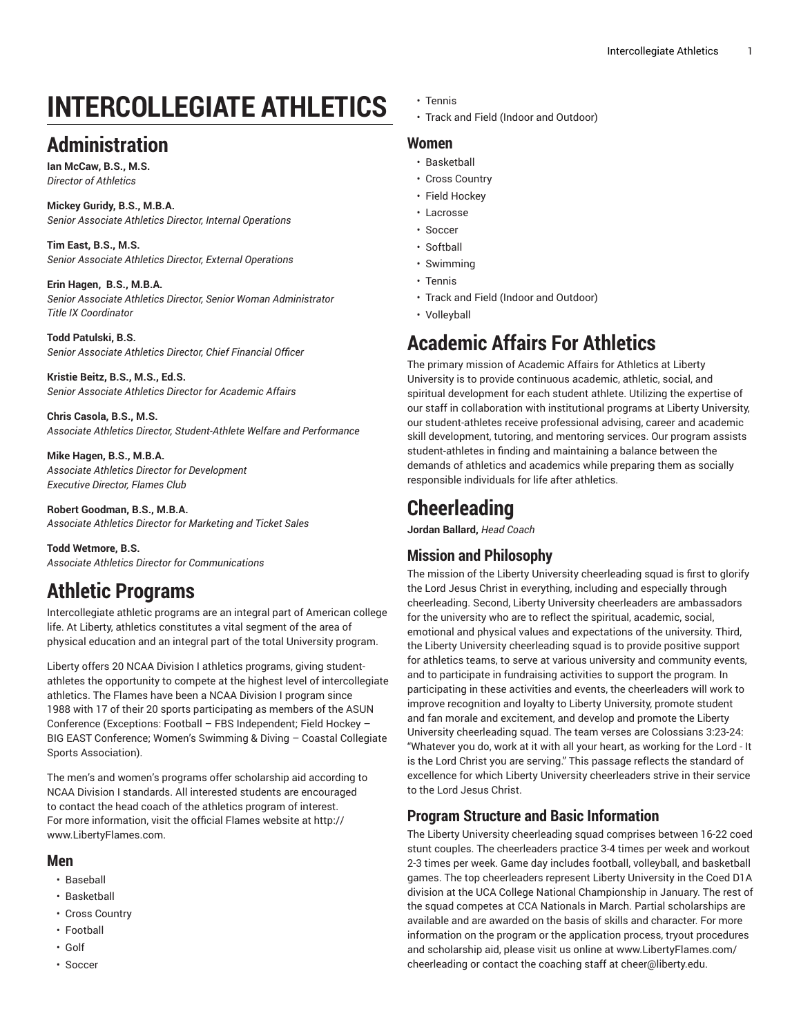# INTERCOLLEGIATE ATHLETICS

## Administration

**Ian McCaw, B.S., M.S.**
*Director of Athletics*

**Mickey Guridy, B.S., M.B.A.**
*Senior Associate Athletics Director, Internal Operations*

**Tim East, B.S., M.S.**
*Senior Associate Athletics Director, External Operations*

**Erin Hagen, B.S., M.B.A.**
*Senior Associate Athletics Director, Senior Woman Administrator*
*Title IX Coordinator*

**Todd Patulski, B.S.**
*Senior Associate Athletics Director, Chief Financial Officer*

**Kristie Beitz, B.S., M.S., Ed.S.**
*Senior Associate Athletics Director for Academic Affairs*

**Chris Casola, B.S., M.S.**
*Associate Athletics Director, Student-Athlete Welfare and Performance*

**Mike Hagen, B.S., M.B.A.**
*Associate Athletics Director for Development*
*Executive Director, Flames Club*

**Robert Goodman, B.S., M.B.A.**
*Associate Athletics Director for Marketing and Ticket Sales*

**Todd Wetmore, B.S.**
*Associate Athletics Director for Communications*

## Athletic Programs

Intercollegiate athletic programs are an integral part of American college life. At Liberty, athletics constitutes a vital segment of the area of physical education and an integral part of the total University program.

Liberty offers 20 NCAA Division I athletics programs, giving student-athletes the opportunity to compete at the highest level of intercollegiate athletics. The Flames have been a NCAA Division I program since 1988 with 17 of their 20 sports participating as members of the ASUN Conference (Exceptions: Football – FBS Independent; Field Hockey – BIG EAST Conference; Women's Swimming & Diving – Coastal Collegiate Sports Association).

The men's and women's programs offer scholarship aid according to NCAA Division I standards. All interested students are encouraged to contact the head coach of the athletics program of interest. For more information, visit the official Flames website at http://www.LibertyFlames.com.

### Men

- Baseball
- Basketball
- Cross Country
- Football
- Golf
- Soccer
- Tennis
- Track and Field (Indoor and Outdoor)

### Women

- Basketball
- Cross Country
- Field Hockey
- Lacrosse
- Soccer
- Softball
- Swimming
- Tennis
- Track and Field (Indoor and Outdoor)
- Volleyball

## Academic Affairs For Athletics

The primary mission of Academic Affairs for Athletics at Liberty University is to provide continuous academic, athletic, social, and spiritual development for each student athlete. Utilizing the expertise of our staff in collaboration with institutional programs at Liberty University, our student-athletes receive professional advising, career and academic skill development, tutoring, and mentoring services. Our program assists student-athletes in finding and maintaining a balance between the demands of athletics and academics while preparing them as socially responsible individuals for life after athletics.

## Cheerleading

**Jordan Ballard,** *Head Coach*

### Mission and Philosophy

The mission of the Liberty University cheerleading squad is first to glorify the Lord Jesus Christ in everything, including and especially through cheerleading. Second, Liberty University cheerleaders are ambassadors for the university who are to reflect the spiritual, academic, social, emotional and physical values and expectations of the university. Third, the Liberty University cheerleading squad is to provide positive support for athletics teams, to serve at various university and community events, and to participate in fundraising activities to support the program. In participating in these activities and events, the cheerleaders will work to improve recognition and loyalty to Liberty University, promote student and fan morale and excitement, and develop and promote the Liberty University cheerleading squad. The team verses are Colossians 3:23-24: "Whatever you do, work at it with all your heart, as working for the Lord - It is the Lord Christ you are serving." This passage reflects the standard of excellence for which Liberty University cheerleaders strive in their service to the Lord Jesus Christ.

### Program Structure and Basic Information

The Liberty University cheerleading squad comprises between 16-22 coed stunt couples. The cheerleaders practice 3-4 times per week and workout 2-3 times per week. Game day includes football, volleyball, and basketball games. The top cheerleaders represent Liberty University in the Coed D1A division at the UCA College National Championship in January. The rest of the squad competes at CCA Nationals in March. Partial scholarships are available and are awarded on the basis of skills and character. For more information on the program or the application process, tryout procedures and scholarship aid, please visit us online at www.LibertyFlames.com/cheerleading or contact the coaching staff at cheer@liberty.edu.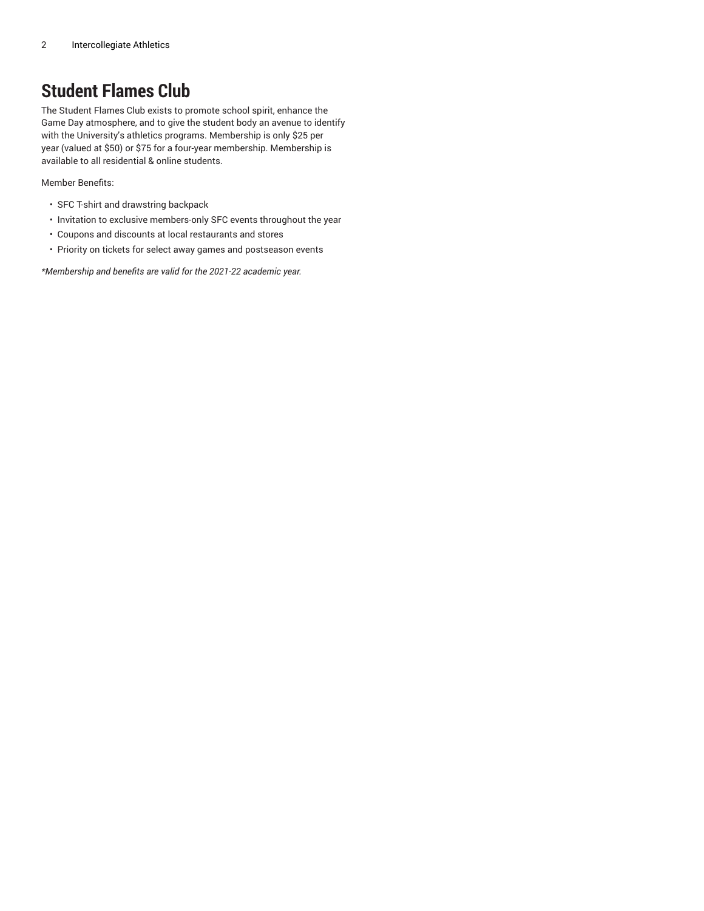## Student Flames Club

The Student Flames Club exists to promote school spirit, enhance the Game Day atmosphere, and to give the student body an avenue to identify with the University's athletics programs. Membership is only $25 per year (valued at $50) or $75 for a four-year membership. Membership is available to all residential & online students.

Member Benefits:

- SFC T-shirt and drawstring backpack
- Invitation to exclusive members-only SFC events throughout the year
- Coupons and discounts at local restaurants and stores
- Priority on tickets for select away games and postseason events

*\*Membership and benefits are valid for the 2021-22 academic year.*